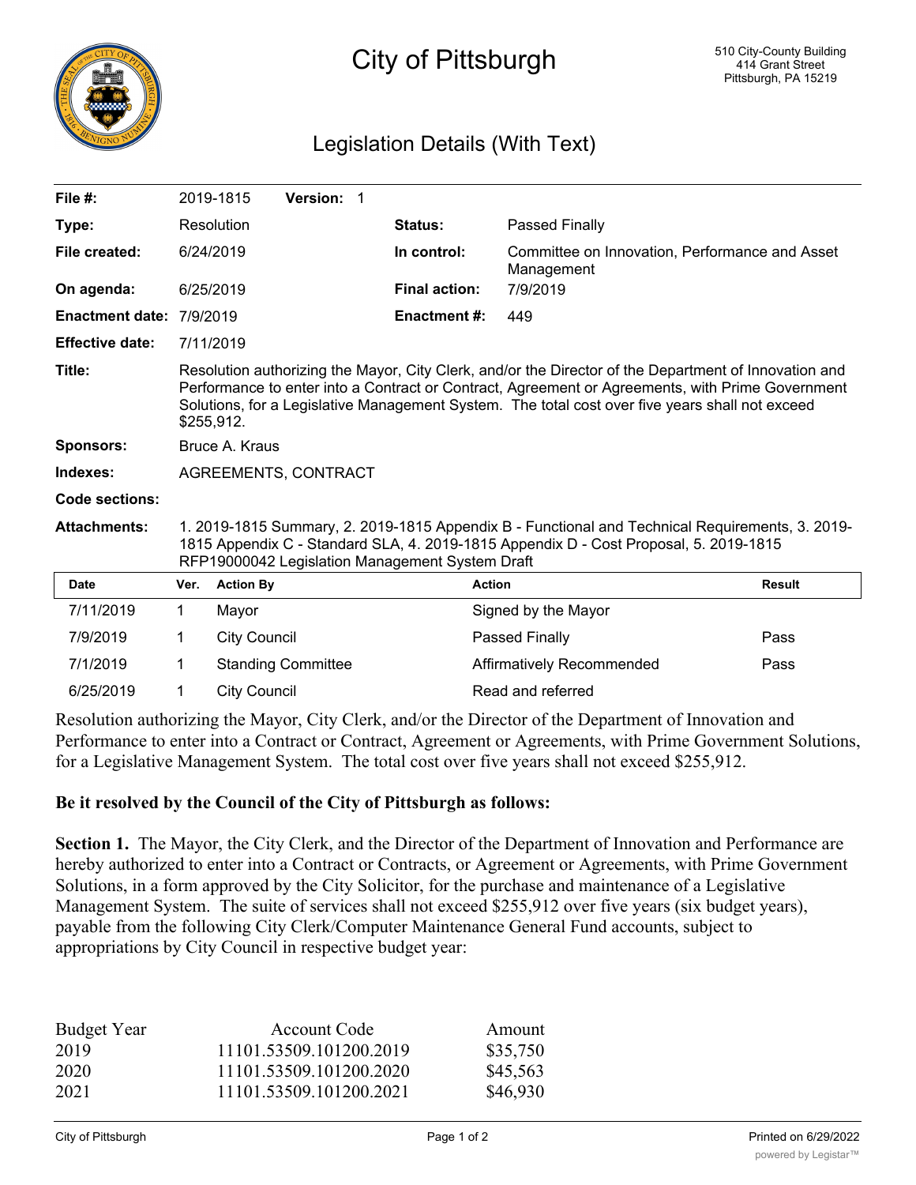# City of Pittsburgh

510 City-County Building
414 Grant Street
Pittsburgh, PA 15219

## Legislation Details (With Text)

| | | | |
|---|---|---|---|
| **File #:** | 2019-1815 **Version:** 1 | | |
| **Type:** | Resolution | **Status:** | Passed Finally |
| **File created:** | 6/24/2019 | **In control:** | Committee on Innovation, Performance and Asset Management |
| **On agenda:** | 6/25/2019 | **Final action:** | 7/9/2019 |
| **Enactment date:** | 7/9/2019 | **Enactment #:** | 449 |
| **Effective date:** | 7/11/2019 | | |

**Title:** Resolution authorizing the Mayor, City Clerk, and/or the Director of the Department of Innovation and Performance to enter into a Contract or Contract, Agreement or Agreements, with Prime Government Solutions, for a Legislative Management System. The total cost over five years shall not exceed $255,912.

**Sponsors:** Bruce A. Kraus

**Indexes:** AGREEMENTS, CONTRACT

**Code sections:**

**Attachments:** 1. 2019-1815 Summary, 2. 2019-1815 Appendix B - Functional and Technical Requirements, 3. 2019-1815 Appendix C - Standard SLA, 4. 2019-1815 Appendix D - Cost Proposal, 5. 2019-1815 RFP19000042 Legislation Management System Draft

| Date | Ver. | Action By | Action | Result |
|---|---|---|---|---|
| 7/11/2019 | 1 | Mayor | Signed by the Mayor | |
| 7/9/2019 | 1 | City Council | Passed Finally | Pass |
| 7/1/2019 | 1 | Standing Committee | Affirmatively Recommended | Pass |
| 6/25/2019 | 1 | City Council | Read and referred | |

Resolution authorizing the Mayor, City Clerk, and/or the Director of the Department of Innovation and Performance to enter into a Contract or Contract, Agreement or Agreements, with Prime Government Solutions, for a Legislative Management System. The total cost over five years shall not exceed $255,912.

**Be it resolved by the Council of the City of Pittsburgh as follows:**

**Section 1.** The Mayor, the City Clerk, and the Director of the Department of Innovation and Performance are hereby authorized to enter into a Contract or Contracts, or Agreement or Agreements, with Prime Government Solutions, in a form approved by the City Solicitor, for the purchase and maintenance of a Legislative Management System. The suite of services shall not exceed $255,912 over five years (six budget years), payable from the following City Clerk/Computer Maintenance General Fund accounts, subject to appropriations by City Council in respective budget year:

| Budget Year | Account Code | Amount |
|---|---|---|
| 2019 | 11101.53509.101200.2019 | $35,750 |
| 2020 | 11101.53509.101200.2020 | $45,563 |
| 2021 | 11101.53509.101200.2021 | $46,930 |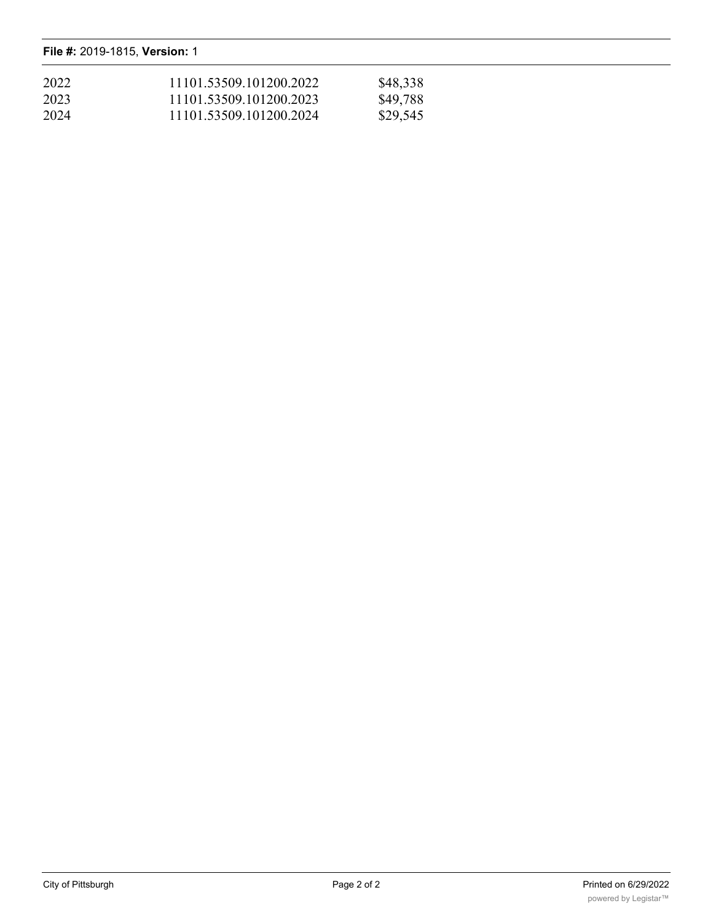| | | |
|---|---|---|
| 2022 | 11101.53509.101200.2022 | $48,338 |
| 2023 | 11101.53509.101200.2023 | $49,788 |
| 2024 | 11101.53509.101200.2024 | $29,545 |